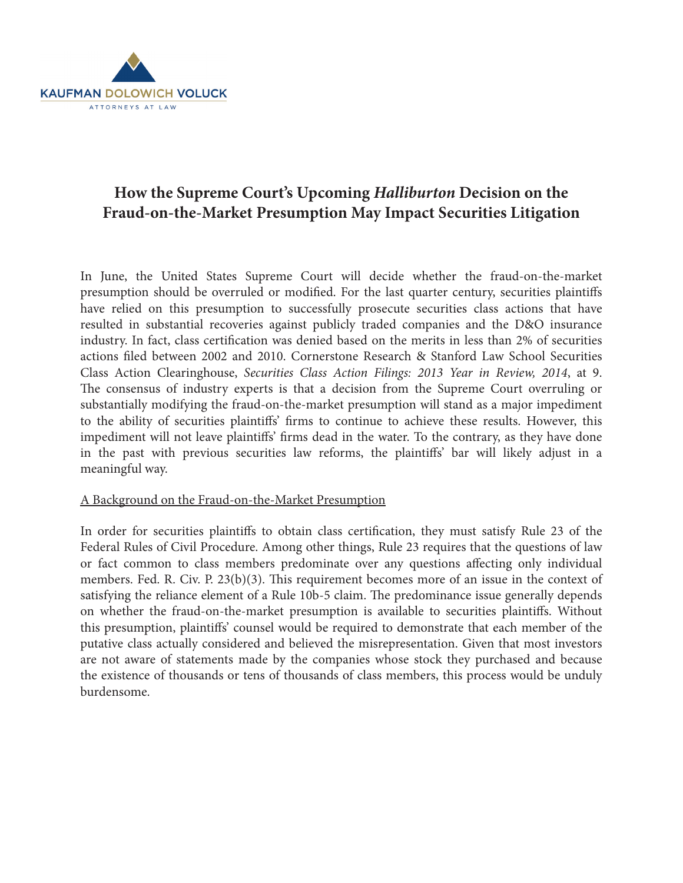KAUFMAN DOLOWICH VOLUCK

ATTORNEYS AT LAW

# How the Supreme Court's Upcoming *Halliburton* Decision on the Fraud-on-the-Market Presumption May Impact Securities Litigation

In June, the United States Supreme Court will decide whether the fraud-on-the-market presumption should be overruled or modified. For the last quarter century, securities plaintiffs have relied on this presumption to successfully prosecute securities class actions that have resulted in substantial recoveries against publicly traded companies and the D&O insurance industry. In fact, class certification was denied based on the merits in less than 2% of securities actions filed between 2002 and 2010. Cornerstone Research & Stanford Law School Securities Class Action Clearinghouse, *Securities Class Action Filings: 2013 Year in Review, 2014*, at 9. The consensus of industry experts is that a decision from the Supreme Court overruling or substantially modifying the fraud-on-the-market presumption will stand as a major impediment to the ability of securities plaintiffs' firms to continue to achieve these results. However, this impediment will not leave plaintiffs' firms dead in the water. To the contrary, as they have done in the past with previous securities law reforms, the plaintiffs' bar will likely adjust in a meaningful way.

<u>A Background on the Fraud-on-the-Market Presumption</u>

In order for securities plaintiffs to obtain class certification, they must satisfy Rule 23 of the Federal Rules of Civil Procedure. Among other things, Rule 23 requires that the questions of law or fact common to class members predominate over any questions affecting only individual members. Fed. R. Civ. P. 23(b)(3). This requirement becomes more of an issue in the context of satisfying the reliance element of a Rule 10b-5 claim. The predominance issue generally depends on whether the fraud-on-the-market presumption is available to securities plaintiffs. Without this presumption, plaintiffs' counsel would be required to demonstrate that each member of the putative class actually considered and believed the misrepresentation. Given that most investors are not aware of statements made by the companies whose stock they purchased and because the existence of thousands or tens of thousands of class members, this process would be unduly burdensome.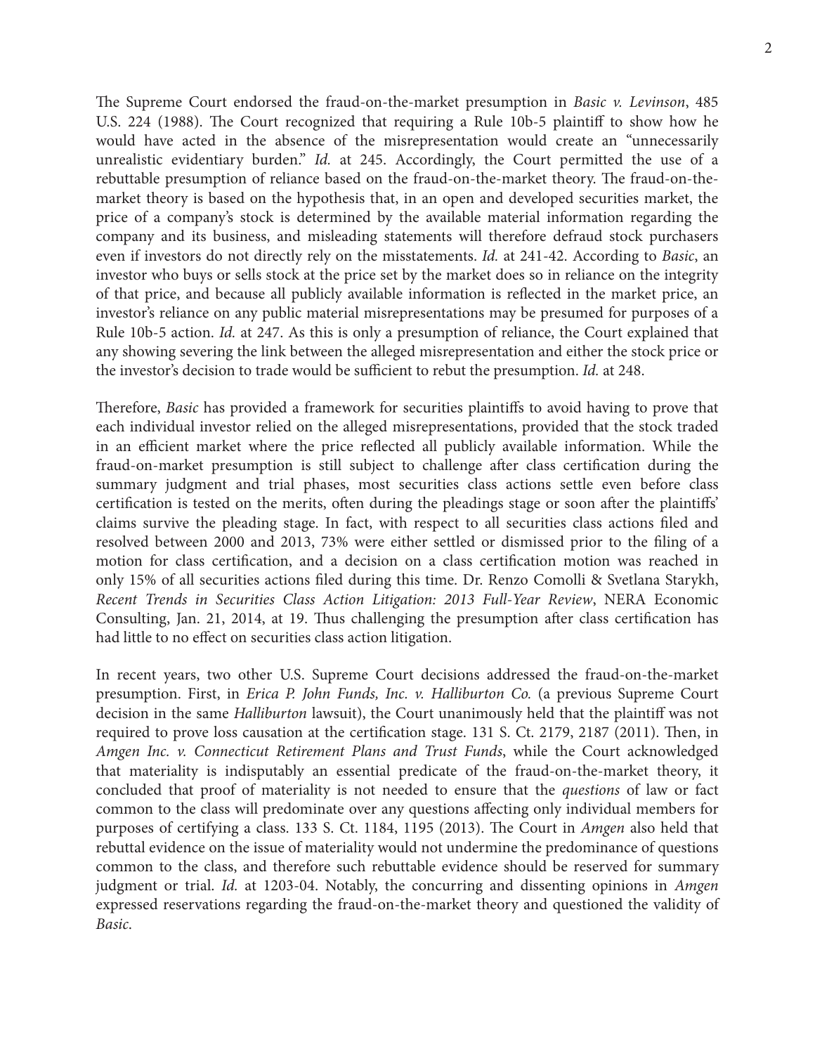The Supreme Court endorsed the fraud-on-the-market presumption in *Basic v. Levinson*, 485 U.S. 224 (1988). The Court recognized that requiring a Rule 10b-5 plaintiff to show how he would have acted in the absence of the misrepresentation would create an "unnecessarily unrealistic evidentiary burden." *Id.* at 245. Accordingly, the Court permitted the use of a rebuttable presumption of reliance based on the fraud-on-the-market theory. The fraud-on-the-market theory is based on the hypothesis that, in an open and developed securities market, the price of a company's stock is determined by the available material information regarding the company and its business, and misleading statements will therefore defraud stock purchasers even if investors do not directly rely on the misstatements. *Id.* at 241-42. According to *Basic*, an investor who buys or sells stock at the price set by the market does so in reliance on the integrity of that price, and because all publicly available information is reflected in the market price, an investor's reliance on any public material misrepresentations may be presumed for purposes of a Rule 10b-5 action. *Id.* at 247. As this is only a presumption of reliance, the Court explained that any showing severing the link between the alleged misrepresentation and either the stock price or the investor's decision to trade would be sufficient to rebut the presumption. *Id.* at 248.

Therefore, *Basic* has provided a framework for securities plaintiffs to avoid having to prove that each individual investor relied on the alleged misrepresentations, provided that the stock traded in an efficient market where the price reflected all publicly available information. While the fraud-on-market presumption is still subject to challenge after class certification during the summary judgment and trial phases, most securities class actions settle even before class certification is tested on the merits, often during the pleadings stage or soon after the plaintiffs' claims survive the pleading stage. In fact, with respect to all securities class actions filed and resolved between 2000 and 2013, 73% were either settled or dismissed prior to the filing of a motion for class certification, and a decision on a class certification motion was reached in only 15% of all securities actions filed during this time. Dr. Renzo Comolli & Svetlana Starykh, *Recent Trends in Securities Class Action Litigation: 2013 Full-Year Review*, NERA Economic Consulting, Jan. 21, 2014, at 19. Thus challenging the presumption after class certification has had little to no effect on securities class action litigation.

In recent years, two other U.S. Supreme Court decisions addressed the fraud-on-the-market presumption. First, in *Erica P. John Funds, Inc. v. Halliburton Co.* (a previous Supreme Court decision in the same *Halliburton* lawsuit), the Court unanimously held that the plaintiff was not required to prove loss causation at the certification stage. 131 S. Ct. 2179, 2187 (2011). Then, in *Amgen Inc. v. Connecticut Retirement Plans and Trust Funds*, while the Court acknowledged that materiality is indisputably an essential predicate of the fraud-on-the-market theory, it concluded that proof of materiality is not needed to ensure that the *questions* of law or fact common to the class will predominate over any questions affecting only individual members for purposes of certifying a class. 133 S. Ct. 1184, 1195 (2013). The Court in *Amgen* also held that rebuttal evidence on the issue of materiality would not undermine the predominance of questions common to the class, and therefore such rebuttable evidence should be reserved for summary judgment or trial. *Id.* at 1203-04. Notably, the concurring and dissenting opinions in *Amgen* expressed reservations regarding the fraud-on-the-market theory and questioned the validity of *Basic*.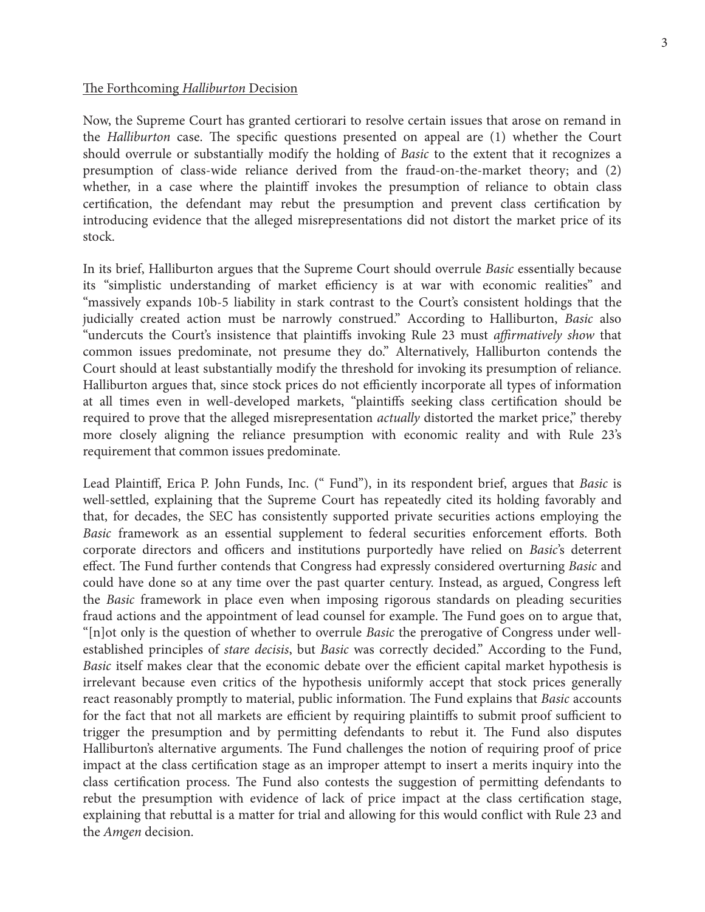## The Forthcoming *Halliburton* Decision

Now, the Supreme Court has granted certiorari to resolve certain issues that arose on remand in the *Halliburton* case. The specific questions presented on appeal are (1) whether the Court should overrule or substantially modify the holding of *Basic* to the extent that it recognizes a presumption of class-wide reliance derived from the fraud-on-the-market theory; and (2) whether, in a case where the plaintiff invokes the presumption of reliance to obtain class certification, the defendant may rebut the presumption and prevent class certification by introducing evidence that the alleged misrepresentations did not distort the market price of its stock.

In its brief, Halliburton argues that the Supreme Court should overrule *Basic* essentially because its "simplistic understanding of market efficiency is at war with economic realities" and "massively expands 10b-5 liability in stark contrast to the Court's consistent holdings that the judicially created action must be narrowly construed." According to Halliburton, *Basic* also "undercuts the Court's insistence that plaintiffs invoking Rule 23 must *affirmatively show* that common issues predominate, not presume they do." Alternatively, Halliburton contends the Court should at least substantially modify the threshold for invoking its presumption of reliance. Halliburton argues that, since stock prices do not efficiently incorporate all types of information at all times even in well-developed markets, "plaintiffs seeking class certification should be required to prove that the alleged misrepresentation *actually* distorted the market price," thereby more closely aligning the reliance presumption with economic reality and with Rule 23's requirement that common issues predominate.

Lead Plaintiff, Erica P. John Funds, Inc. (" Fund"), in its respondent brief, argues that *Basic* is well-settled, explaining that the Supreme Court has repeatedly cited its holding favorably and that, for decades, the SEC has consistently supported private securities actions employing the *Basic* framework as an essential supplement to federal securities enforcement efforts. Both corporate directors and officers and institutions purportedly have relied on *Basic*'s deterrent effect. The Fund further contends that Congress had expressly considered overturning *Basic* and could have done so at any time over the past quarter century. Instead, as argued, Congress left the *Basic* framework in place even when imposing rigorous standards on pleading securities fraud actions and the appointment of lead counsel for example. The Fund goes on to argue that, "[n]ot only is the question of whether to overrule *Basic* the prerogative of Congress under well-established principles of *stare decisis*, but *Basic* was correctly decided." According to the Fund, *Basic* itself makes clear that the economic debate over the efficient capital market hypothesis is irrelevant because even critics of the hypothesis uniformly accept that stock prices generally react reasonably promptly to material, public information. The Fund explains that *Basic* accounts for the fact that not all markets are efficient by requiring plaintiffs to submit proof sufficient to trigger the presumption and by permitting defendants to rebut it. The Fund also disputes Halliburton's alternative arguments. The Fund challenges the notion of requiring proof of price impact at the class certification stage as an improper attempt to insert a merits inquiry into the class certification process. The Fund also contests the suggestion of permitting defendants to rebut the presumption with evidence of lack of price impact at the class certification stage, explaining that rebuttal is a matter for trial and allowing for this would conflict with Rule 23 and the *Amgen* decision.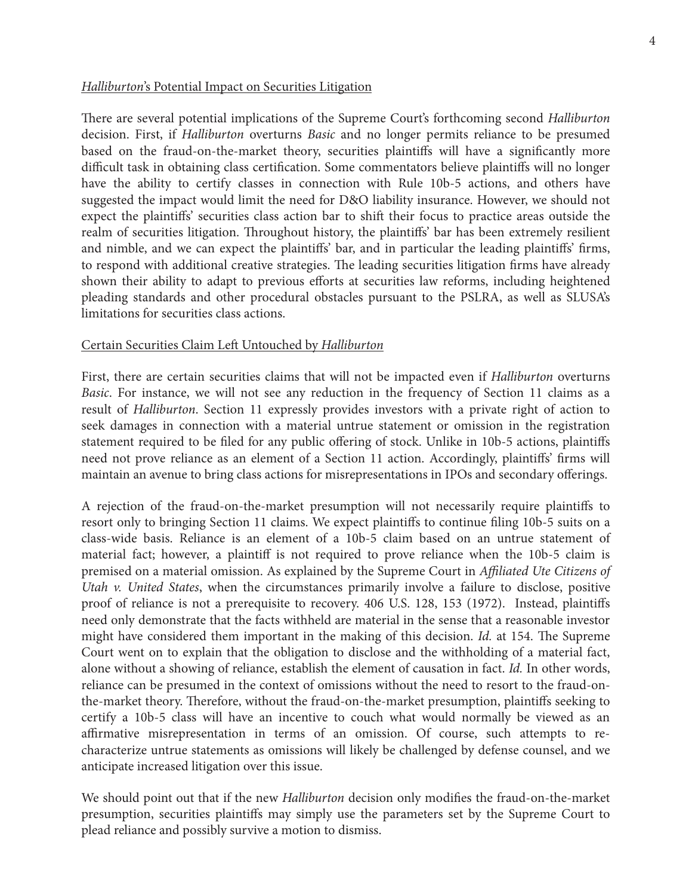## *Halliburton*'s Potential Impact on Securities Litigation

There are several potential implications of the Supreme Court's forthcoming second *Halliburton* decision. First, if *Halliburton* overturns *Basic* and no longer permits reliance to be presumed based on the fraud-on-the-market theory, securities plaintiffs will have a significantly more difficult task in obtaining class certification. Some commentators believe plaintiffs will no longer have the ability to certify classes in connection with Rule 10b-5 actions, and others have suggested the impact would limit the need for D&O liability insurance. However, we should not expect the plaintiffs' securities class action bar to shift their focus to practice areas outside the realm of securities litigation. Throughout history, the plaintiffs' bar has been extremely resilient and nimble, and we can expect the plaintiffs' bar, and in particular the leading plaintiffs' firms, to respond with additional creative strategies. The leading securities litigation firms have already shown their ability to adapt to previous efforts at securities law reforms, including heightened pleading standards and other procedural obstacles pursuant to the PSLRA, as well as SLUSA's limitations for securities class actions.

## Certain Securities Claim Left Untouched by *Halliburton*

First, there are certain securities claims that will not be impacted even if *Halliburton* overturns *Basic*. For instance, we will not see any reduction in the frequency of Section 11 claims as a result of *Halliburton*. Section 11 expressly provides investors with a private right of action to seek damages in connection with a material untrue statement or omission in the registration statement required to be filed for any public offering of stock. Unlike in 10b-5 actions, plaintiffs need not prove reliance as an element of a Section 11 action. Accordingly, plaintiffs' firms will maintain an avenue to bring class actions for misrepresentations in IPOs and secondary offerings.

A rejection of the fraud-on-the-market presumption will not necessarily require plaintiffs to resort only to bringing Section 11 claims. We expect plaintiffs to continue filing 10b-5 suits on a class-wide basis. Reliance is an element of a 10b-5 claim based on an untrue statement of material fact; however, a plaintiff is not required to prove reliance when the 10b-5 claim is premised on a material omission. As explained by the Supreme Court in *Affiliated Ute Citizens of Utah v. United States*, when the circumstances primarily involve a failure to disclose, positive proof of reliance is not a prerequisite to recovery. 406 U.S. 128, 153 (1972). Instead, plaintiffs need only demonstrate that the facts withheld are material in the sense that a reasonable investor might have considered them important in the making of this decision. *Id.* at 154. The Supreme Court went on to explain that the obligation to disclose and the withholding of a material fact, alone without a showing of reliance, establish the element of causation in fact. *Id.* In other words, reliance can be presumed in the context of omissions without the need to resort to the fraud-on-the-market theory. Therefore, without the fraud-on-the-market presumption, plaintiffs seeking to certify a 10b-5 class will have an incentive to couch what would normally be viewed as an affirmative misrepresentation in terms of an omission. Of course, such attempts to re-characterize untrue statements as omissions will likely be challenged by defense counsel, and we anticipate increased litigation over this issue.

We should point out that if the new *Halliburton* decision only modifies the fraud-on-the-market presumption, securities plaintiffs may simply use the parameters set by the Supreme Court to plead reliance and possibly survive a motion to dismiss.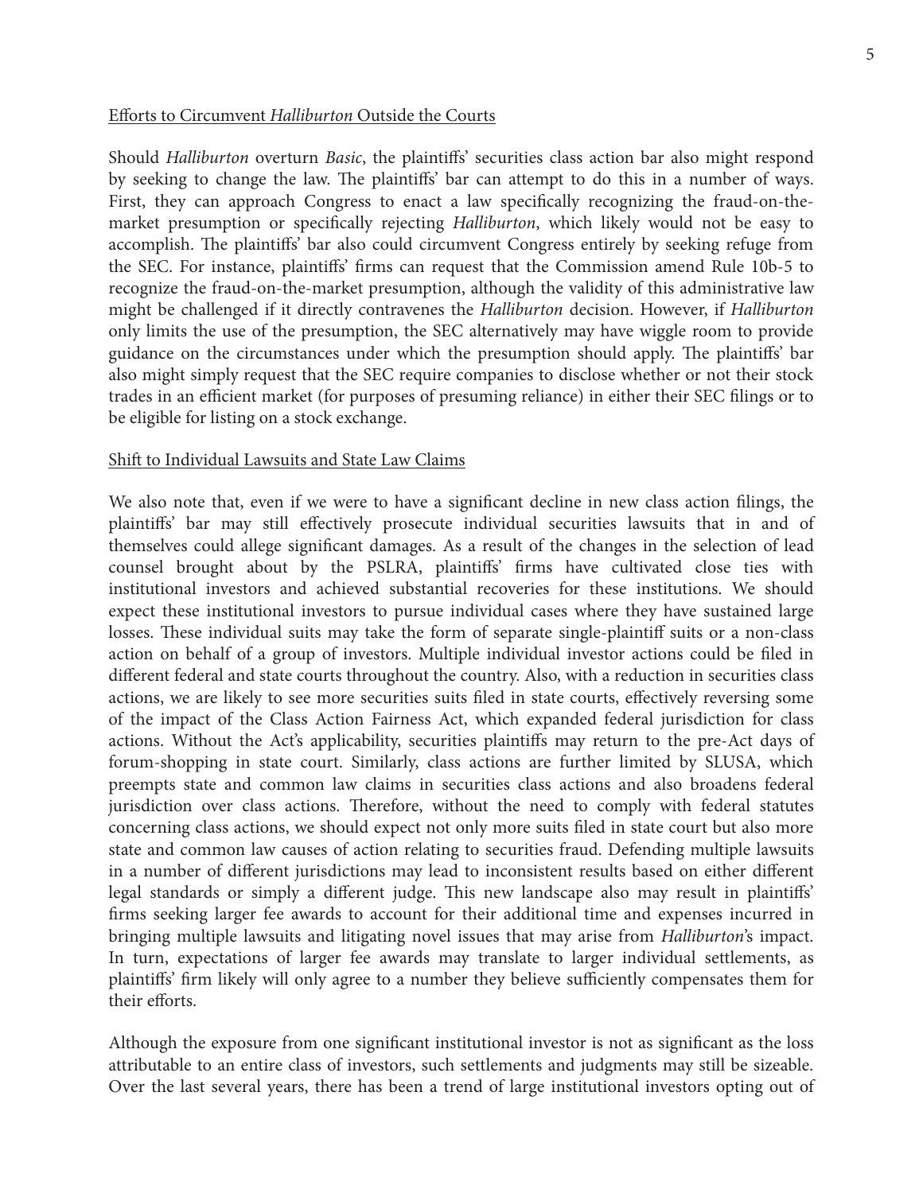Efforts to Circumvent *Halliburton* Outside the Courts

Should *Halliburton* overturn *Basic*, the plaintiffs' securities class action bar also might respond by seeking to change the law. The plaintiffs' bar can attempt to do this in a number of ways. First, they can approach Congress to enact a law specifically recognizing the fraud-on-the-market presumption or specifically rejecting *Halliburton*, which likely would not be easy to accomplish. The plaintiffs' bar also could circumvent Congress entirely by seeking refuge from the SEC. For instance, plaintiffs' firms can request that the Commission amend Rule 10b-5 to recognize the fraud-on-the-market presumption, although the validity of this administrative law might be challenged if it directly contravenes the *Halliburton* decision. However, if *Halliburton* only limits the use of the presumption, the SEC alternatively may have wiggle room to provide guidance on the circumstances under which the presumption should apply. The plaintiffs' bar also might simply request that the SEC require companies to disclose whether or not their stock trades in an efficient market (for purposes of presuming reliance) in either their SEC filings or to be eligible for listing on a stock exchange.

Shift to Individual Lawsuits and State Law Claims

We also note that, even if we were to have a significant decline in new class action filings, the plaintiffs' bar may still effectively prosecute individual securities lawsuits that in and of themselves could allege significant damages. As a result of the changes in the selection of lead counsel brought about by the PSLRA, plaintiffs' firms have cultivated close ties with institutional investors and achieved substantial recoveries for these institutions. We should expect these institutional investors to pursue individual cases where they have sustained large losses. These individual suits may take the form of separate single-plaintiff suits or a non-class action on behalf of a group of investors. Multiple individual investor actions could be filed in different federal and state courts throughout the country. Also, with a reduction in securities class actions, we are likely to see more securities suits filed in state courts, effectively reversing some of the impact of the Class Action Fairness Act, which expanded federal jurisdiction for class actions. Without the Act's applicability, securities plaintiffs may return to the pre-Act days of forum-shopping in state court. Similarly, class actions are further limited by SLUSA, which preempts state and common law claims in securities class actions and also broadens federal jurisdiction over class actions. Therefore, without the need to comply with federal statutes concerning class actions, we should expect not only more suits filed in state court but also more state and common law causes of action relating to securities fraud. Defending multiple lawsuits in a number of different jurisdictions may lead to inconsistent results based on either different legal standards or simply a different judge. This new landscape also may result in plaintiffs' firms seeking larger fee awards to account for their additional time and expenses incurred in bringing multiple lawsuits and litigating novel issues that may arise from *Halliburton*'s impact. In turn, expectations of larger fee awards may translate to larger individual settlements, as plaintiffs' firm likely will only agree to a number they believe sufficiently compensates them for their efforts.

Although the exposure from one significant institutional investor is not as significant as the loss attributable to an entire class of investors, such settlements and judgments may still be sizeable. Over the last several years, there has been a trend of large institutional investors opting out of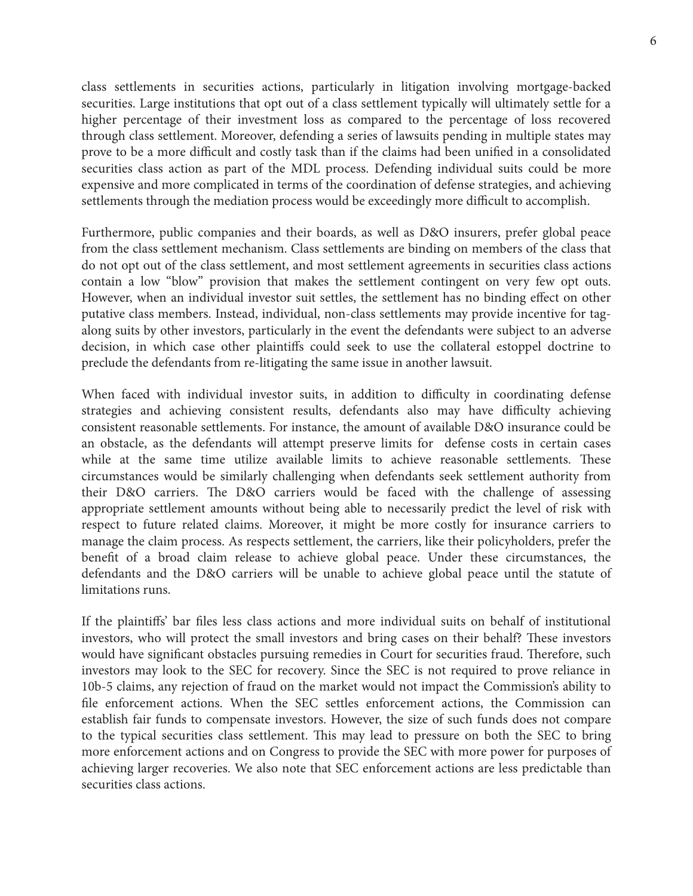class settlements in securities actions, particularly in litigation involving mortgage-backed securities. Large institutions that opt out of a class settlement typically will ultimately settle for a higher percentage of their investment loss as compared to the percentage of loss recovered through class settlement. Moreover, defending a series of lawsuits pending in multiple states may prove to be a more difficult and costly task than if the claims had been unified in a consolidated securities class action as part of the MDL process. Defending individual suits could be more expensive and more complicated in terms of the coordination of defense strategies, and achieving settlements through the mediation process would be exceedingly more difficult to accomplish.

Furthermore, public companies and their boards, as well as D&O insurers, prefer global peace from the class settlement mechanism. Class settlements are binding on members of the class that do not opt out of the class settlement, and most settlement agreements in securities class actions contain a low "blow" provision that makes the settlement contingent on very few opt outs. However, when an individual investor suit settles, the settlement has no binding effect on other putative class members. Instead, individual, non-class settlements may provide incentive for tag-along suits by other investors, particularly in the event the defendants were subject to an adverse decision, in which case other plaintiffs could seek to use the collateral estoppel doctrine to preclude the defendants from re-litigating the same issue in another lawsuit.

When faced with individual investor suits, in addition to difficulty in coordinating defense strategies and achieving consistent results, defendants also may have difficulty achieving consistent reasonable settlements. For instance, the amount of available D&O insurance could be an obstacle, as the defendants will attempt preserve limits for defense costs in certain cases while at the same time utilize available limits to achieve reasonable settlements. These circumstances would be similarly challenging when defendants seek settlement authority from their D&O carriers. The D&O carriers would be faced with the challenge of assessing appropriate settlement amounts without being able to necessarily predict the level of risk with respect to future related claims. Moreover, it might be more costly for insurance carriers to manage the claim process. As respects settlement, the carriers, like their policyholders, prefer the benefit of a broad claim release to achieve global peace. Under these circumstances, the defendants and the D&O carriers will be unable to achieve global peace until the statute of limitations runs.

If the plaintiffs' bar files less class actions and more individual suits on behalf of institutional investors, who will protect the small investors and bring cases on their behalf? These investors would have significant obstacles pursuing remedies in Court for securities fraud. Therefore, such investors may look to the SEC for recovery. Since the SEC is not required to prove reliance in 10b-5 claims, any rejection of fraud on the market would not impact the Commission's ability to file enforcement actions. When the SEC settles enforcement actions, the Commission can establish fair funds to compensate investors. However, the size of such funds does not compare to the typical securities class settlement. This may lead to pressure on both the SEC to bring more enforcement actions and on Congress to provide the SEC with more power for purposes of achieving larger recoveries. We also note that SEC enforcement actions are less predictable than securities class actions.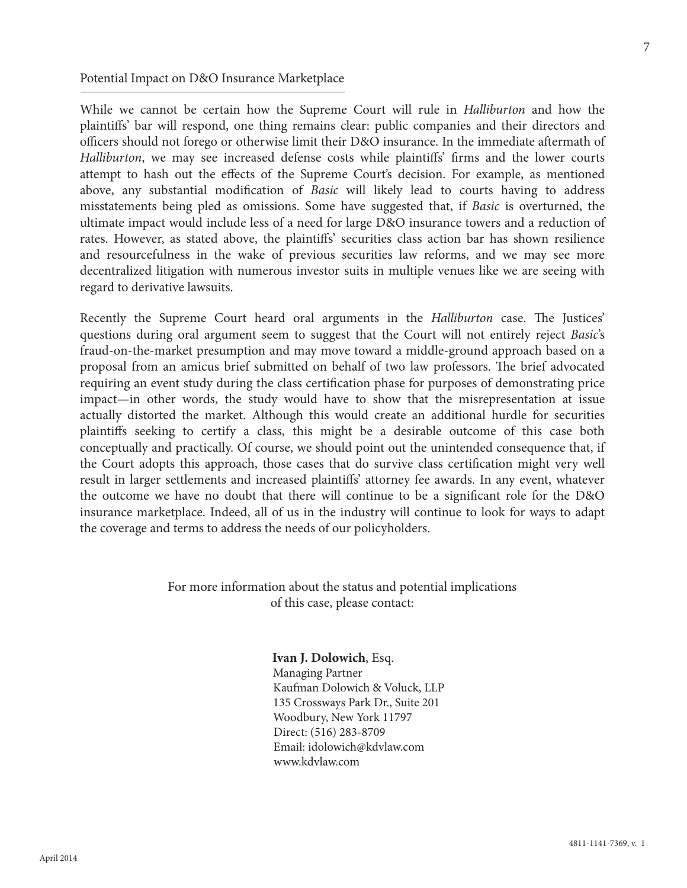## Potential Impact on D&O Insurance Marketplace

While we cannot be certain how the Supreme Court will rule in *Halliburton* and how the plaintiffs' bar will respond, one thing remains clear: public companies and their directors and officers should not forego or otherwise limit their D&O insurance. In the immediate aftermath of *Halliburton*, we may see increased defense costs while plaintiffs' firms and the lower courts attempt to hash out the effects of the Supreme Court's decision. For example, as mentioned above, any substantial modification of *Basic* will likely lead to courts having to address misstatements being pled as omissions. Some have suggested that, if *Basic* is overturned, the ultimate impact would include less of a need for large D&O insurance towers and a reduction of rates. However, as stated above, the plaintiffs' securities class action bar has shown resilience and resourcefulness in the wake of previous securities law reforms, and we may see more decentralized litigation with numerous investor suits in multiple venues like we are seeing with regard to derivative lawsuits.

Recently the Supreme Court heard oral arguments in the *Halliburton* case. The Justices' questions during oral argument seem to suggest that the Court will not entirely reject *Basic*'s fraud-on-the-market presumption and may move toward a middle-ground approach based on a proposal from an amicus brief submitted on behalf of two law professors. The brief advocated requiring an event study during the class certification phase for purposes of demonstrating price impact—in other words, the study would have to show that the misrepresentation at issue actually distorted the market. Although this would create an additional hurdle for securities plaintiffs seeking to certify a class, this might be a desirable outcome of this case both conceptually and practically. Of course, we should point out the unintended consequence that, if the Court adopts this approach, those cases that do survive class certification might very well result in larger settlements and increased plaintiffs' attorney fee awards. In any event, whatever the outcome we have no doubt that there will continue to be a significant role for the D&O insurance marketplace. Indeed, all of us in the industry will continue to look for ways to adapt the coverage and terms to address the needs of our policyholders.

For more information about the status and potential implications of this case, please contact:

**Ivan J. Dolowich**, Esq.
Managing Partner
Kaufman Dolowich & Voluck, LLP
135 Crossways Park Dr., Suite 201
Woodbury, New York 11797
Direct: (516) 283-8709
Email: idolowich@kdvlaw.com
www.kdvlaw.com

April 2014

4811-1141-7369, v. 1